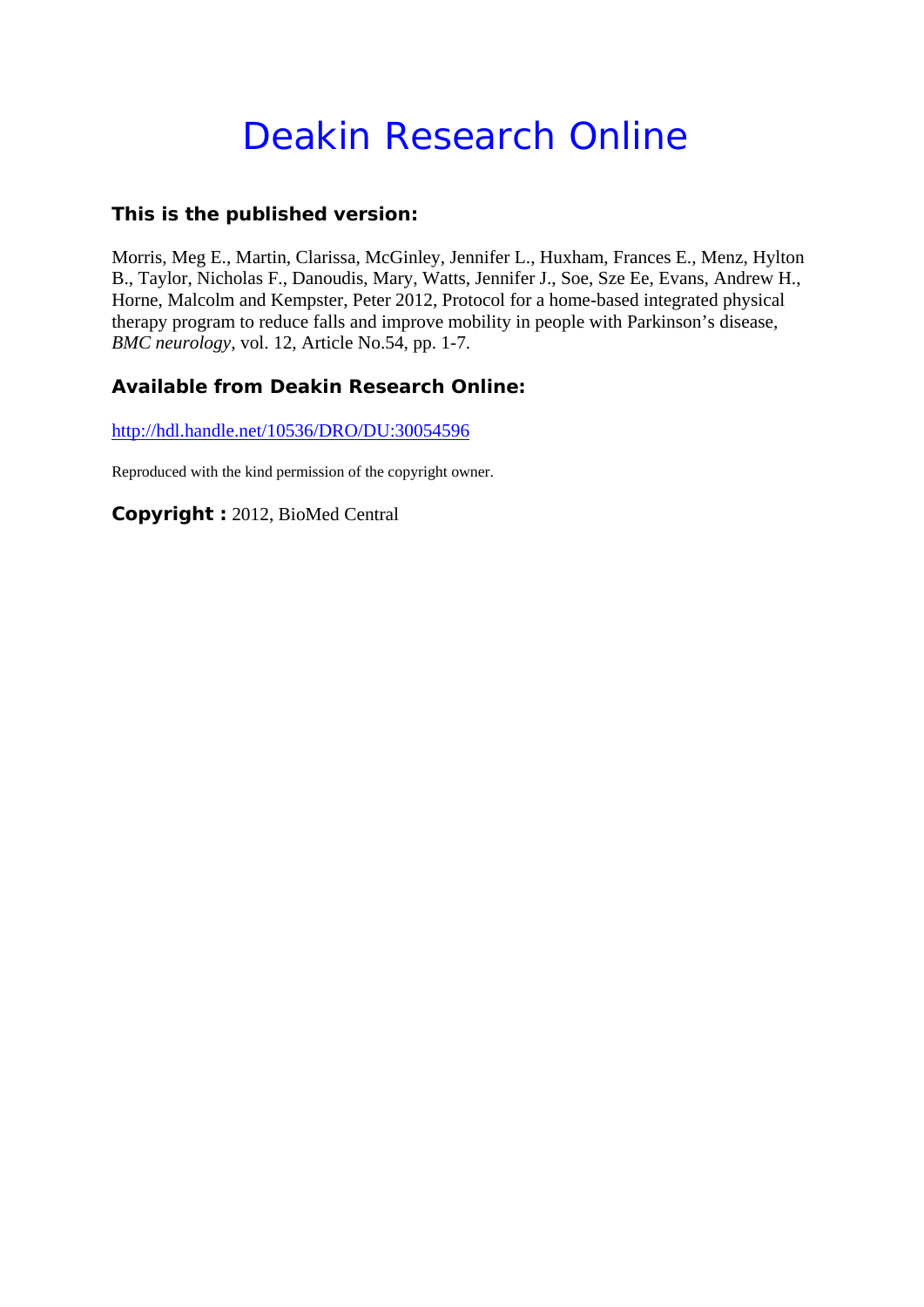# Deakin Research Online

### This is the published version:

Morris, Meg E., Martin, Clarissa, McGinley, Jennifer L., Huxham, Frances E., Menz, Hylton B., Taylor, Nicholas F., Danoudis, Mary, Watts, Jennifer J., Soe, Sze Ee, Evans, Andrew H., Horne, Malcolm and Kempster, Peter 2012, Protocol for a home-based integrated physical therapy program to reduce falls and improve mobility in people with Parkinson's disease, *BMC neurology*, vol. 12, Article No.54, pp. 1-7.

### Available from Deakin Research Online:

http://hdl.handle.net/10536/DRO/DU:30054596

Reproduced with the kind permission of the copyright owner.

**Copyright :** 2012, BioMed Central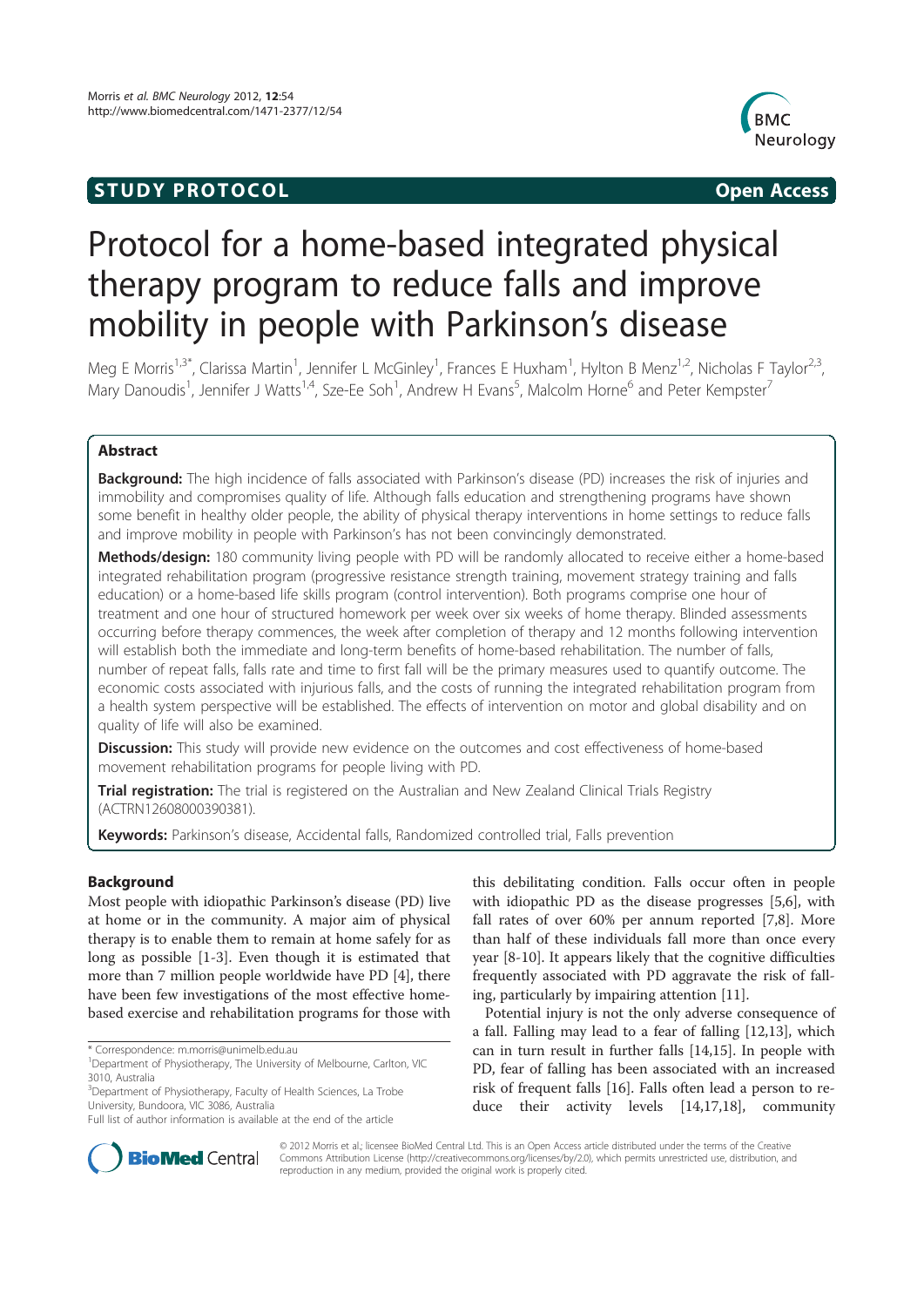# Protocol for a home-based integrated physical therapy program to reduce falls and improve mobility in people with Parkinson's disease

Meg E Morris[1,3*], Clarissa Martin[1], Jennifer L McGinley[1], Frances E Huxham[1], Hylton B Menz[1,2], Nicholas F Taylor[2,3], Mary Danoudis[1], Jennifer J Watts[1,4], Sze-Ee Soh[1], Andrew H Evans[5], Malcolm Horne[6] and Peter Kempster[7]

## Abstract

**Background:** The high incidence of falls associated with Parkinson's disease (PD) increases the risk of injuries and immobility and compromises quality of life. Although falls education and strengthening programs have shown some benefit in healthy older people, the ability of physical therapy interventions in home settings to reduce falls and improve mobility in people with Parkinson's has not been convincingly demonstrated.

**Methods/design:** 180 community living people with PD will be randomly allocated to receive either a home-based integrated rehabilitation program (progressive resistance strength training, movement strategy training and falls education) or a home-based life skills program (control intervention). Both programs comprise one hour of treatment and one hour of structured homework per week over six weeks of home therapy. Blinded assessments occurring before therapy commences, the week after completion of therapy and 12 months following intervention will establish both the immediate and long-term benefits of home-based rehabilitation. The number of falls, number of repeat falls, falls rate and time to first fall will be the primary measures used to quantify outcome. The economic costs associated with injurious falls, and the costs of running the integrated rehabilitation program from a health system perspective will be established. The effects of intervention on motor and global disability and on quality of life will also be examined.

**Discussion:** This study will provide new evidence on the outcomes and cost effectiveness of home-based movement rehabilitation programs for people living with PD.

**Trial registration:** The trial is registered on the Australian and New Zealand Clinical Trials Registry (ACTRN12608000390381).

**Keywords:** Parkinson's disease, Accidental falls, Randomized controlled trial, Falls prevention

## Background

Most people with idiopathic Parkinson's disease (PD) live at home or in the community. A major aim of physical therapy is to enable them to remain at home safely for as long as possible [1-3]. Even though it is estimated that more than 7 million people worldwide have PD [4], there have been few investigations of the most effective home-based exercise and rehabilitation programs for those with this debilitating condition. Falls occur often in people with idiopathic PD as the disease progresses [5,6], with fall rates of over 60% per annum reported [7,8]. More than half of these individuals fall more than once every year [8-10]. It appears likely that the cognitive difficulties frequently associated with PD aggravate the risk of falling, particularly by impairing attention [11].

Potential injury is not the only adverse consequence of a fall. Falling may lead to a fear of falling [12,13], which can in turn result in further falls [14,15]. In people with PD, fear of falling has been associated with an increased risk of frequent falls [16]. Falls often lead a person to reduce their activity levels [14,17,18], community

\* Correspondence: m.morris@unimelb.edu.au
[1]Department of Physiotherapy, The University of Melbourne, Carlton, VIC 3010, Australia
[3]Department of Physiotherapy, Faculty of Health Sciences, La Trobe University, Bundoora, VIC 3086, Australia
Full list of author information is available at the end of the article

© 2012 Morris et al.; licensee BioMed Central Ltd. This is an Open Access article distributed under the terms of the Creative Commons Attribution License (http://creativecommons.org/licenses/by/2.0), which permits unrestricted use, distribution, and reproduction in any medium, provided the original work is properly cited.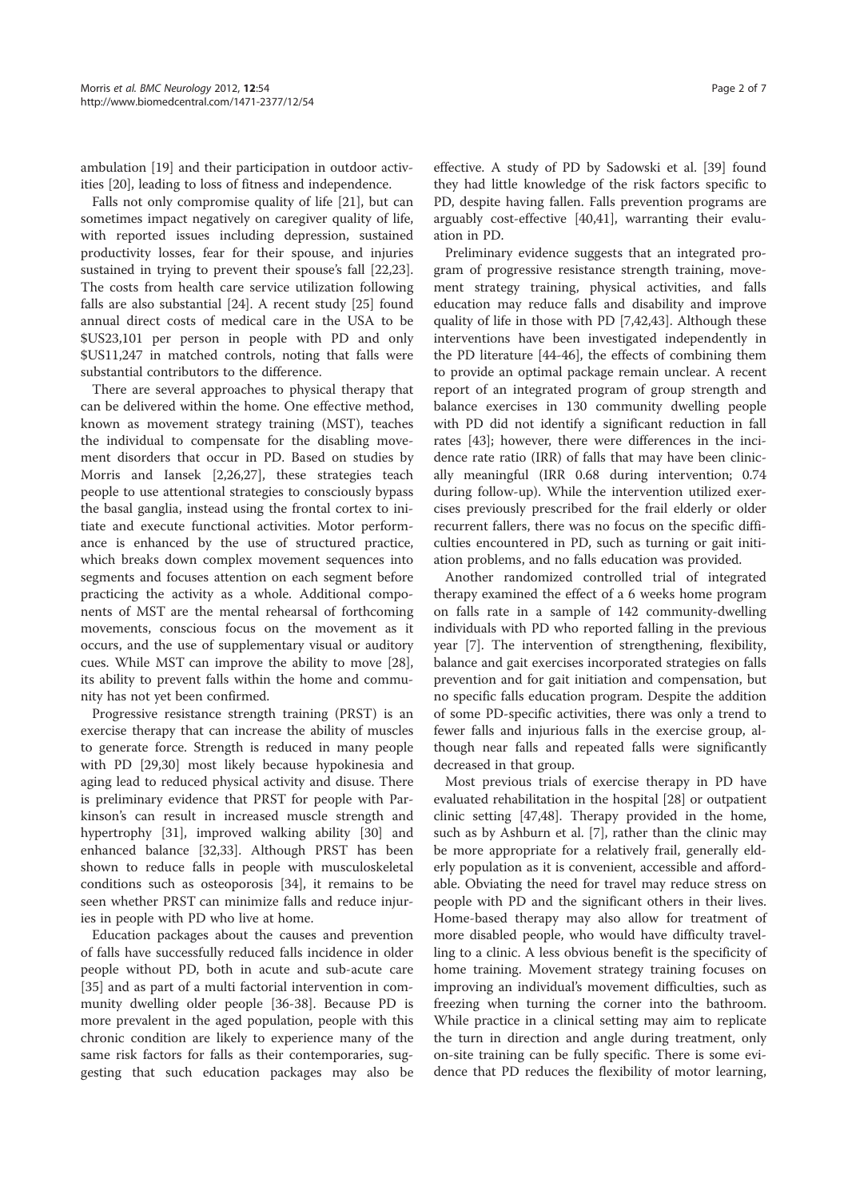ambulation [19] and their participation in outdoor activities [20], leading to loss of fitness and independence.

Falls not only compromise quality of life [21], but can sometimes impact negatively on caregiver quality of life, with reported issues including depression, sustained productivity losses, fear for their spouse, and injuries sustained in trying to prevent their spouse's fall [22,23]. The costs from health care service utilization following falls are also substantial [24]. A recent study [25] found annual direct costs of medical care in the USA to be $US23,101 per person in people with PD and only $US11,247 in matched controls, noting that falls were substantial contributors to the difference.

There are several approaches to physical therapy that can be delivered within the home. One effective method, known as movement strategy training (MST), teaches the individual to compensate for the disabling movement disorders that occur in PD. Based on studies by Morris and Iansek [2,26,27], these strategies teach people to use attentional strategies to consciously bypass the basal ganglia, instead using the frontal cortex to initiate and execute functional activities. Motor performance is enhanced by the use of structured practice, which breaks down complex movement sequences into segments and focuses attention on each segment before practicing the activity as a whole. Additional components of MST are the mental rehearsal of forthcoming movements, conscious focus on the movement as it occurs, and the use of supplementary visual or auditory cues. While MST can improve the ability to move [28], its ability to prevent falls within the home and community has not yet been confirmed.

Progressive resistance strength training (PRST) is an exercise therapy that can increase the ability of muscles to generate force. Strength is reduced in many people with PD [29,30] most likely because hypokinesia and aging lead to reduced physical activity and disuse. There is preliminary evidence that PRST for people with Parkinson's can result in increased muscle strength and hypertrophy [31], improved walking ability [30] and enhanced balance [32,33]. Although PRST has been shown to reduce falls in people with musculoskeletal conditions such as osteoporosis [34], it remains to be seen whether PRST can minimize falls and reduce injuries in people with PD who live at home.

Education packages about the causes and prevention of falls have successfully reduced falls incidence in older people without PD, both in acute and sub-acute care [35] and as part of a multi factorial intervention in community dwelling older people [36-38]. Because PD is more prevalent in the aged population, people with this chronic condition are likely to experience many of the same risk factors for falls as their contemporaries, suggesting that such education packages may also be effective. A study of PD by Sadowski et al. [39] found they had little knowledge of the risk factors specific to PD, despite having fallen. Falls prevention programs are arguably cost-effective [40,41], warranting their evaluation in PD.

Preliminary evidence suggests that an integrated program of progressive resistance strength training, movement strategy training, physical activities, and falls education may reduce falls and disability and improve quality of life in those with PD [7,42,43]. Although these interventions have been investigated independently in the PD literature [44-46], the effects of combining them to provide an optimal package remain unclear. A recent report of an integrated program of group strength and balance exercises in 130 community dwelling people with PD did not identify a significant reduction in fall rates [43]; however, there were differences in the incidence rate ratio (IRR) of falls that may have been clinically meaningful (IRR 0.68 during intervention; 0.74 during follow-up). While the intervention utilized exercises previously prescribed for the frail elderly or older recurrent fallers, there was no focus on the specific difficulties encountered in PD, such as turning or gait initiation problems, and no falls education was provided.

Another randomized controlled trial of integrated therapy examined the effect of a 6 weeks home program on falls rate in a sample of 142 community-dwelling individuals with PD who reported falling in the previous year [7]. The intervention of strengthening, flexibility, balance and gait exercises incorporated strategies on falls prevention and for gait initiation and compensation, but no specific falls education program. Despite the addition of some PD-specific activities, there was only a trend to fewer falls and injurious falls in the exercise group, although near falls and repeated falls were significantly decreased in that group.

Most previous trials of exercise therapy in PD have evaluated rehabilitation in the hospital [28] or outpatient clinic setting [47,48]. Therapy provided in the home, such as by Ashburn et al. [7], rather than the clinic may be more appropriate for a relatively frail, generally elderly population as it is convenient, accessible and affordable. Obviating the need for travel may reduce stress on people with PD and the significant others in their lives. Home-based therapy may also allow for treatment of more disabled people, who would have difficulty travelling to a clinic. A less obvious benefit is the specificity of home training. Movement strategy training focuses on improving an individual's movement difficulties, such as freezing when turning the corner into the bathroom. While practice in a clinical setting may aim to replicate the turn in direction and angle during treatment, only on-site training can be fully specific. There is some evidence that PD reduces the flexibility of motor learning,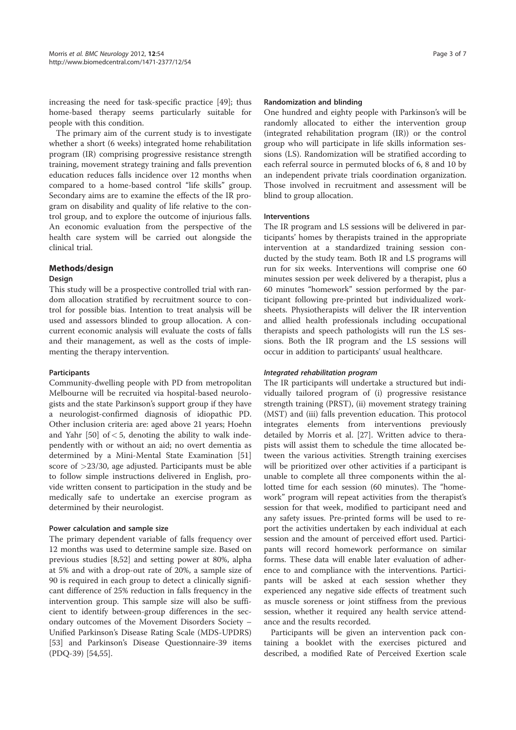increasing the need for task-specific practice [49]; thus home-based therapy seems particularly suitable for people with this condition.

The primary aim of the current study is to investigate whether a short (6 weeks) integrated home rehabilitation program (IR) comprising progressive resistance strength training, movement strategy training and falls prevention education reduces falls incidence over 12 months when compared to a home-based control "life skills" group. Secondary aims are to examine the effects of the IR program on disability and quality of life relative to the control group, and to explore the outcome of injurious falls. An economic evaluation from the perspective of the health care system will be carried out alongside the clinical trial.

## Methods/design

### Design

This study will be a prospective controlled trial with random allocation stratified by recruitment source to control for possible bias. Intention to treat analysis will be used and assessors blinded to group allocation. A concurrent economic analysis will evaluate the costs of falls and their management, as well as the costs of implementing the therapy intervention.

### Participants

Community-dwelling people with PD from metropolitan Melbourne will be recruited via hospital-based neurologists and the state Parkinson's support group if they have a neurologist-confirmed diagnosis of idiopathic PD. Other inclusion criteria are: aged above 21 years; Hoehn and Yahr [50] of $< 5$, denoting the ability to walk independently with or without an aid; no overt dementia as determined by a Mini-Mental State Examination [51] score of $>23/30$, age adjusted. Participants must be able to follow simple instructions delivered in English, provide written consent to participation in the study and be medically safe to undertake an exercise program as determined by their neurologist.

### Power calculation and sample size

The primary dependent variable of falls frequency over 12 months was used to determine sample size. Based on previous studies [8,52] and setting power at 80%, alpha at 5% and with a drop-out rate of 20%, a sample size of 90 is required in each group to detect a clinically significant difference of 25% reduction in falls frequency in the intervention group. This sample size will also be sufficient to identify between-group differences in the secondary outcomes of the Movement Disorders Society – Unified Parkinson's Disease Rating Scale (MDS-UPDRS) [53] and Parkinson's Disease Questionnaire-39 items (PDQ-39) [54,55].

### Randomization and blinding

One hundred and eighty people with Parkinson's will be randomly allocated to either the intervention group (integrated rehabilitation program (IR)) or the control group who will participate in life skills information sessions (LS). Randomization will be stratified according to each referral source in permuted blocks of 6, 8 and 10 by an independent private trials coordination organization. Those involved in recruitment and assessment will be blind to group allocation.

### Interventions

The IR program and LS sessions will be delivered in participants' homes by therapists trained in the appropriate intervention at a standardized training session conducted by the study team. Both IR and LS programs will run for six weeks. Interventions will comprise one 60 minutes session per week delivered by a therapist, plus a 60 minutes "homework" session performed by the participant following pre-printed but individualized worksheets. Physiotherapists will deliver the IR intervention and allied health professionals including occupational therapists and speech pathologists will run the LS sessions. Both the IR program and the LS sessions will occur in addition to participants' usual healthcare.

#### *Integrated rehabilitation program*

The IR participants will undertake a structured but individually tailored program of (i) progressive resistance strength training (PRST), (ii) movement strategy training (MST) and (iii) falls prevention education. This protocol integrates elements from interventions previously detailed by Morris et al. [27]. Written advice to therapists will assist them to schedule the time allocated between the various activities. Strength training exercises will be prioritized over other activities if a participant is unable to complete all three components within the allotted time for each session (60 minutes). The "homework" program will repeat activities from the therapist's session for that week, modified to participant need and any safety issues. Pre-printed forms will be used to report the activities undertaken by each individual at each session and the amount of perceived effort used. Participants will record homework performance on similar forms. These data will enable later evaluation of adherence to and compliance with the interventions. Participants will be asked at each session whether they experienced any negative side effects of treatment such as muscle soreness or joint stiffness from the previous session, whether it required any health service attendance and the results recorded.

Participants will be given an intervention pack containing a booklet with the exercises pictured and described, a modified Rate of Perceived Exertion scale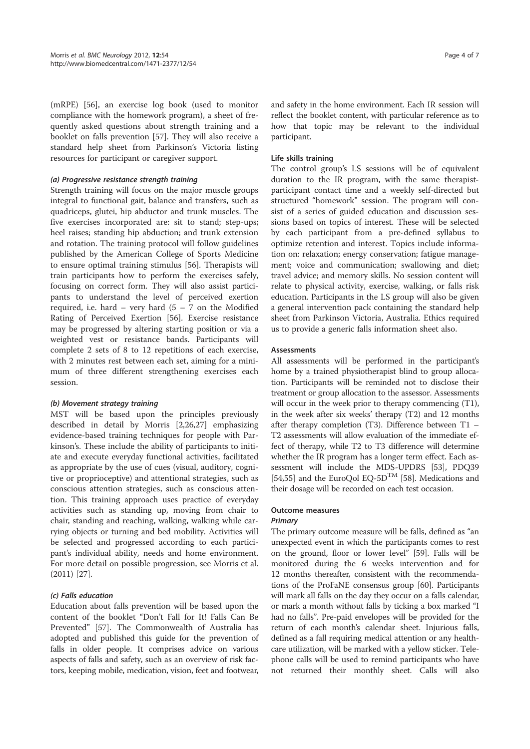(mRPE) [56], an exercise log book (used to monitor compliance with the homework program), a sheet of frequently asked questions about strength training and a booklet on falls prevention [57]. They will also receive a standard help sheet from Parkinson's Victoria listing resources for participant or caregiver support.

#### *(a) Progressive resistance strength training*

Strength training will focus on the major muscle groups integral to functional gait, balance and transfers, such as quadriceps, glutei, hip abductor and trunk muscles. The five exercises incorporated are: sit to stand; step-ups; heel raises; standing hip abduction; and trunk extension and rotation. The training protocol will follow guidelines published by the American College of Sports Medicine to ensure optimal training stimulus [56]. Therapists will train participants how to perform the exercises safely, focusing on correct form. They will also assist participants to understand the level of perceived exertion required, i.e. hard – very hard (5 – 7 on the Modified Rating of Perceived Exertion [56]. Exercise resistance may be progressed by altering starting position or via a weighted vest or resistance bands. Participants will complete 2 sets of 8 to 12 repetitions of each exercise, with 2 minutes rest between each set, aiming for a minimum of three different strengthening exercises each session.

#### *(b) Movement strategy training*

MST will be based upon the principles previously described in detail by Morris [2,26,27] emphasizing evidence-based training techniques for people with Parkinson's. These include the ability of participants to initiate and execute everyday functional activities, facilitated as appropriate by the use of cues (visual, auditory, cognitive or proprioceptive) and attentional strategies, such as conscious attention strategies, such as conscious attention. This training approach uses practice of everyday activities such as standing up, moving from chair to chair, standing and reaching, walking, walking while carrying objects or turning and bed mobility. Activities will be selected and progressed according to each participant's individual ability, needs and home environment. For more detail on possible progression, see Morris et al. (2011) [27].

#### *(c) Falls education*

Education about falls prevention will be based upon the content of the booklet "Don't Fall for It! Falls Can Be Prevented" [57]. The Commonwealth of Australia has adopted and published this guide for the prevention of falls in older people. It comprises advice on various aspects of falls and safety, such as an overview of risk factors, keeping mobile, medication, vision, feet and footwear, and safety in the home environment. Each IR session will reflect the booklet content, with particular reference as to how that topic may be relevant to the individual participant.

### Life skills training

The control group's LS sessions will be of equivalent duration to the IR program, with the same therapist-participant contact time and a weekly self-directed but structured "homework" session. The program will consist of a series of guided education and discussion sessions based on topics of interest. These will be selected by each participant from a pre-defined syllabus to optimize retention and interest. Topics include information on: relaxation; energy conservation; fatigue management; voice and communication; swallowing and diet; travel advice; and memory skills. No session content will relate to physical activity, exercise, walking, or falls risk education. Participants in the LS group will also be given a general intervention pack containing the standard help sheet from Parkinson Victoria, Australia. Ethics required us to provide a generic falls information sheet also.

### Assessments

All assessments will be performed in the participant's home by a trained physiotherapist blind to group allocation. Participants will be reminded not to disclose their treatment or group allocation to the assessor. Assessments will occur in the week prior to therapy commencing (T1), in the week after six weeks' therapy (T2) and 12 months after therapy completion (T3). Difference between T1 – T2 assessments will allow evaluation of the immediate effect of therapy, while T2 to T3 difference will determine whether the IR program has a longer term effect. Each assessment will include the MDS-UPDRS [53], PDQ39 [54,55] and the EuroQol EQ-5D$^{TM}$ [58]. Medications and their dosage will be recorded on each test occasion.

### Outcome measures

#### *Primary*

The primary outcome measure will be falls, defined as "an unexpected event in which the participants comes to rest on the ground, floor or lower level" [59]. Falls will be monitored during the 6 weeks intervention and for 12 months thereafter, consistent with the recommendations of the ProFaNE consensus group [60]. Participants will mark all falls on the day they occur on a falls calendar, or mark a month without falls by ticking a box marked "I had no falls". Pre-paid envelopes will be provided for the return of each month's calendar sheet. Injurious falls, defined as a fall requiring medical attention or any health-care utilization, will be marked with a yellow sticker. Telephone calls will be used to remind participants who have not returned their monthly sheet. Calls will also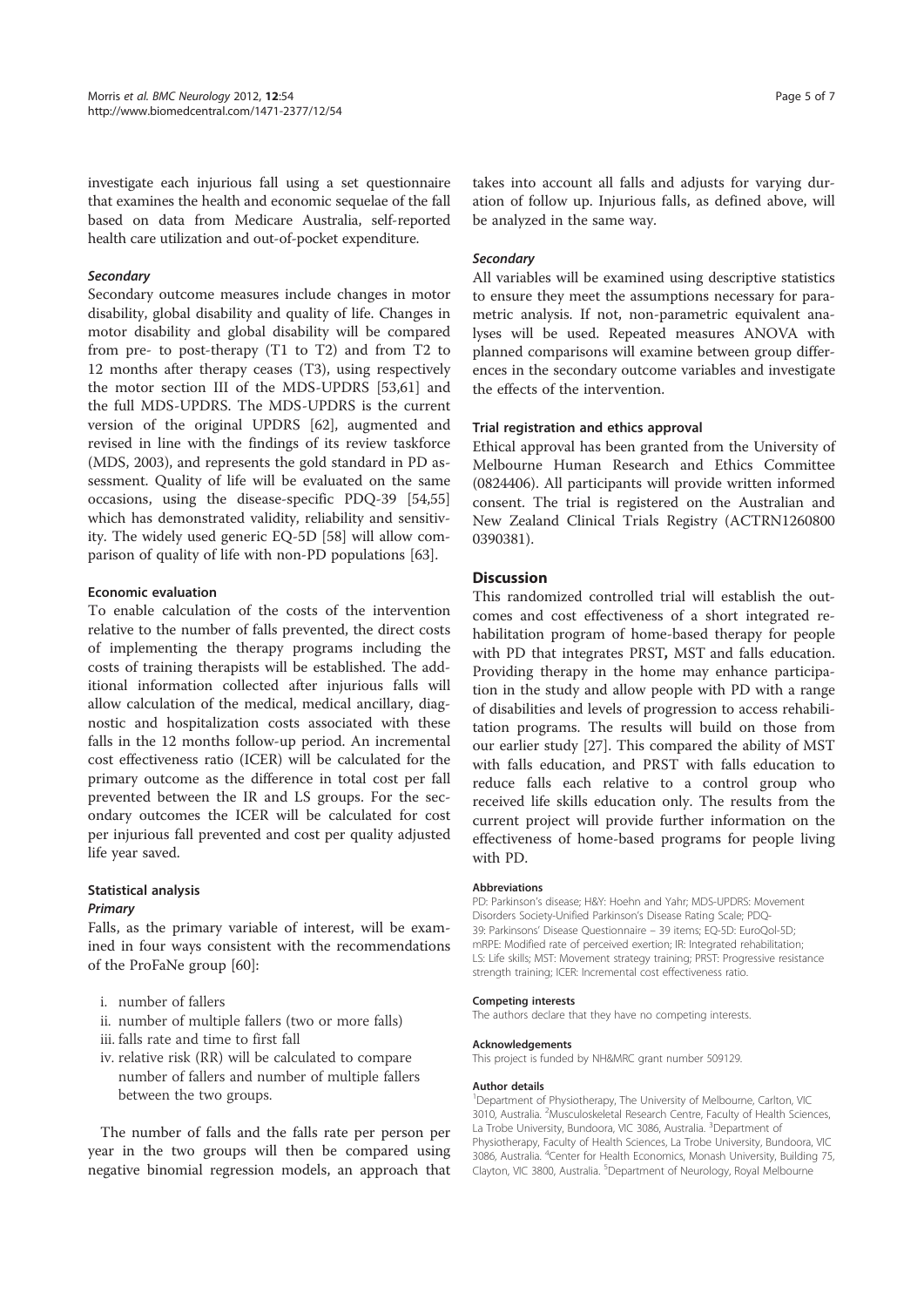investigate each injurious fall using a set questionnaire that examines the health and economic sequelae of the fall based on data from Medicare Australia, self-reported health care utilization and out-of-pocket expenditure.

#### *Secondary*

Secondary outcome measures include changes in motor disability, global disability and quality of life. Changes in motor disability and global disability will be compared from pre- to post-therapy (T1 to T2) and from T2 to 12 months after therapy ceases (T3), using respectively the motor section III of the MDS-UPDRS [53,61] and the full MDS-UPDRS. The MDS-UPDRS is the current version of the original UPDRS [62], augmented and revised in line with the findings of its review taskforce (MDS, 2003), and represents the gold standard in PD assessment. Quality of life will be evaluated on the same occasions, using the disease-specific PDQ-39 [54,55] which has demonstrated validity, reliability and sensitivity. The widely used generic EQ-5D [58] will allow comparison of quality of life with non-PD populations [63].

### Economic evaluation

To enable calculation of the costs of the intervention relative to the number of falls prevented, the direct costs of implementing the therapy programs including the costs of training therapists will be established. The additional information collected after injurious falls will allow calculation of the medical, medical ancillary, diagnostic and hospitalization costs associated with these falls in the 12 months follow-up period. An incremental cost effectiveness ratio (ICER) will be calculated for the primary outcome as the difference in total cost per fall prevented between the IR and LS groups. For the secondary outcomes the ICER will be calculated for cost per injurious fall prevented and cost per quality adjusted life year saved.

### Statistical analysis

#### *Primary*

Falls, as the primary variable of interest, will be examined in four ways consistent with the recommendations of the ProFaNe group [60]:

i. number of fallers
ii. number of multiple fallers (two or more falls)
iii. falls rate and time to first fall
iv. relative risk (RR) will be calculated to compare number of fallers and number of multiple fallers between the two groups.

The number of falls and the falls rate per person per year in the two groups will then be compared using negative binomial regression models, an approach that takes into account all falls and adjusts for varying duration of follow up. Injurious falls, as defined above, will be analyzed in the same way.

#### *Secondary*

All variables will be examined using descriptive statistics to ensure they meet the assumptions necessary for parametric analysis. If not, non-parametric equivalent analyses will be used. Repeated measures ANOVA with planned comparisons will examine between group differences in the secondary outcome variables and investigate the effects of the intervention.

### Trial registration and ethics approval

Ethical approval has been granted from the University of Melbourne Human Research and Ethics Committee (0824406). All participants will provide written informed consent. The trial is registered on the Australian and New Zealand Clinical Trials Registry (ACTRN12608000390381).

## Discussion

This randomized controlled trial will establish the outcomes and cost effectiveness of a short integrated rehabilitation program of home-based therapy for people with PD that integrates PRST, MST and falls education. Providing therapy in the home may enhance participation in the study and allow people with PD with a range of disabilities and levels of progression to access rehabilitation programs. The results will build on those from our earlier study [27]. This compared the ability of MST with falls education, and PRST with falls education to reduce falls each relative to a control group who received life skills education only. The results from the current project will provide further information on the effectiveness of home-based programs for people living with PD.

#### Abbreviations

PD: Parkinson's disease; H&Y: Hoehn and Yahr; MDS-UPDRS: Movement Disorders Society-Unified Parkinson's Disease Rating Scale; PDQ-39: Parkinsons' Disease Questionnaire – 39 items; EQ-5D: EuroQol-5D; mRPE: Modified rate of perceived exertion; IR: Integrated rehabilitation; LS: Life skills; MST: Movement strategy training; PRST: Progressive resistance strength training; ICER: Incremental cost effectiveness ratio.

#### Competing interests

The authors declare that they have no competing interests.

#### Acknowledgements

This project is funded by NH&MRC grant number 509129.

#### Author details

[1]Department of Physiotherapy, The University of Melbourne, Carlton, VIC 3010, Australia. [2]Musculoskeletal Research Centre, Faculty of Health Sciences, La Trobe University, Bundoora, VIC 3086, Australia. [3]Department of Physiotherapy, Faculty of Health Sciences, La Trobe University, Bundoora, VIC 3086, Australia. [4]Center for Health Economics, Monash University, Building 75, Clayton, VIC 3800, Australia. [5]Department of Neurology, Royal Melbourne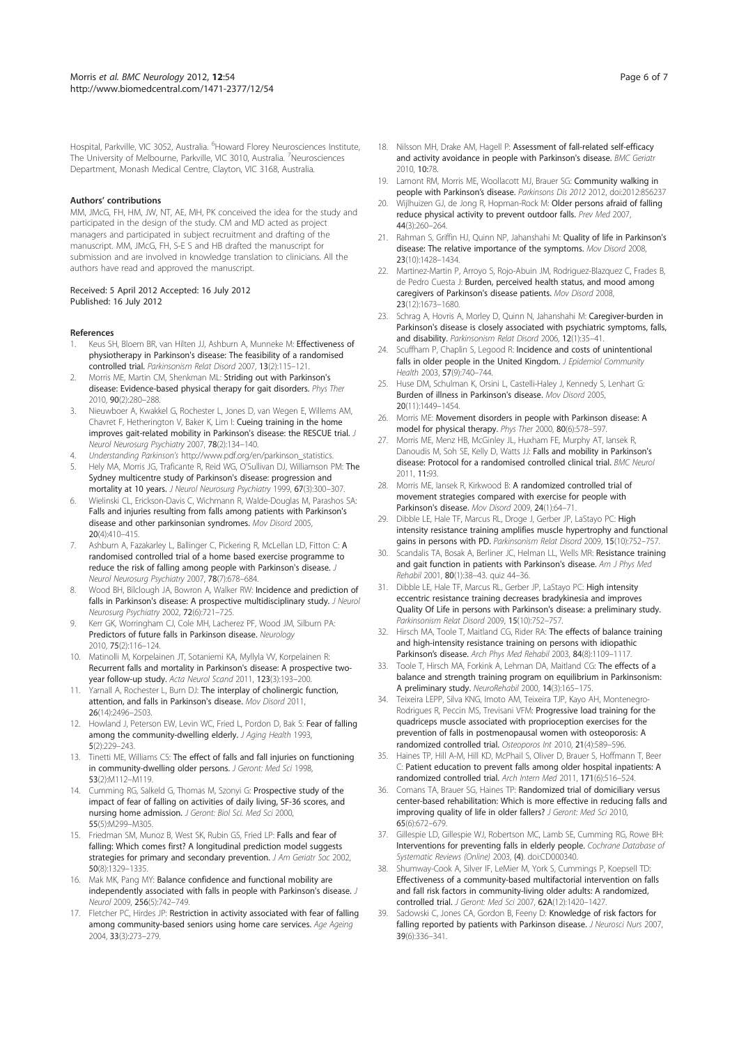Hospital, Parkville, VIC 3052, Australia. [6]Howard Florey Neurosciences Institute, The University of Melbourne, Parkville, VIC 3010, Australia. [7]Neurosciences Department, Monash Medical Centre, Clayton, VIC 3168, Australia.

#### Authors' contributions

MM, JMcG, FH, HM, JW, NT, AE, MH, PK conceived the idea for the study and participated in the design of the study. CM and MD acted as project managers and participated in subject recruitment and drafting of the manuscript. MM, JMcG, FH, S-E S and HB drafted the manuscript for submission and are involved in knowledge translation to clinicians. All the authors have read and approved the manuscript.

Received: 5 April 2012 Accepted: 16 July 2012
Published: 16 July 2012

#### References

1. Keus SH, Bloem BR, van Hilten JJ, Ashburn A, Munneke M: **Effectiveness of physiotherapy in Parkinson's disease: The feasibility of a randomised controlled trial.** *Parkinsonism Relat Disord* 2007, **13**(2):115–121.
2. Morris ME, Martin CM, Shenkman ML: **Striding out with Parkinson's disease: Evidence-based physical therapy for gait disorders.** *Phys Ther* 2010, **90**(2):280–288.
3. Nieuwboer A, Kwakkel G, Rochester L, Jones D, van Wegen E, Willems AM, Chavret F, Hetherington V, Baker K, Lim I: **Cueing training in the home improves gait-related mobility in Parkinson's disease: the RESCUE trial.** *J Neurol Neurosurg Psychiatry* 2007, **78**(2):134–140.
4. *Understanding Parkinson's* http://www.pdf.org/en/parkinson_statistics.
5. Hely MA, Morris JG, Traficante R, Reid WG, O'Sullivan DJ, Williamson PM: **The Sydney multicentre study of Parkinson's disease: progression and mortality at 10 years.** *J Neurol Neurosurg Psychiatry* 1999, **67**(3):300–307.
6. Wielinski CL, Erickson-Davis C, Wichmann R, Walde-Douglas M, Parashos SA: **Falls and injuries resulting from falls among patients with Parkinson's disease and other parkinsonian syndromes.** *Mov Disord* 2005, **20**(4):410–415.
7. Ashburn A, Fazakarley L, Ballinger C, Pickering R, McLellan LD, Fitton C: **A randomised controlled trial of a home based exercise programme to reduce the risk of falling among people with Parkinson's disease.** *J Neurol Neurosurg Psychiatry* 2007, **78**(7):678–684.
8. Wood BH, Bilclough JA, Bowron A, Walker RW: **Incidence and prediction of falls in Parkinson's disease: A prospective multidisciplinary study.** *J Neurol Neurosurg Psychiatry* 2002, **72**(6):721–725.
9. Kerr GK, Worringham CJ, Cole MH, Lacherez PF, Wood JM, Silburn PA: **Predictors of future falls in Parkinson disease.** *Neurology* 2010, **75**(2):116–124.
10. Matinolli M, Korpelainen JT, Sotaniemi KA, Myllyla VV, Korpelainen R: **Recurrent falls and mortality in Parkinson's disease: A prospective two-year follow-up study.** *Acta Neurol Scand* 2011, **123**(3):193–200.
11. Yarnall A, Rochester L, Burn DJ: **The interplay of cholinergic function, attention, and falls in Parkinson's disease.** *Mov Disord* 2011, **26**(14):2496–2503.
12. Howland J, Peterson EW, Levin WC, Fried L, Pordon D, Bak S: **Fear of falling among the community-dwelling elderly.** *J Aging Health* 1993, **5**(2):229–243.
13. Tinetti ME, Williams CS: **The effect of falls and fall injuries on functioning in community-dwelling older persons.** *J Geront: Med Sci* 1998, **53**(2):M112–M119.
14. Cumming RG, Salkeld G, Thomas M, Szonyi G: **Prospective study of the impact of fear of falling on activities of daily living, SF-36 scores, and nursing home admission.** *J Geront: Biol Sci. Med Sci* 2000, **55**(5):M299–M305.
15. Friedman SM, Munoz B, West SK, Rubin GS, Fried LP: **Falls and fear of falling: Which comes first? A longitudinal prediction model suggests strategies for primary and secondary prevention.** *J Am Geriatr Soc* 2002, **50**(8):1329–1335.
16. Mak MK, Pang MY: **Balance confidence and functional mobility are independently associated with falls in people with Parkinson's disease.** *J Neurol* 2009, **256**(5):742–749.
17. Fletcher PC, Hirdes JP: **Restriction in activity associated with fear of falling among community-based seniors using home care services.** *Age Ageing* 2004, **33**(3):273–279.
18. Nilsson MH, Drake AM, Hagell P: **Assessment of fall-related self-efficacy and activity avoidance in people with Parkinson's disease.** *BMC Geriatr* 2010, **10**:78.
19. Lamont RM, Morris ME, Woollacott MJ, Brauer SG: **Community walking in people with Parkinson's disease.** *Parkinsons Dis 2012* 2012, doi:2012:856237
20. Wijlhuizen GJ, de Jong R, Hopman-Rock M: **Older persons afraid of falling reduce physical activity to prevent outdoor falls.** *Prev Med* 2007, **44**(3):260–264.
21. Rahman S, Griffin HJ, Quinn NP, Jahanshahi M: **Quality of life in Parkinson's disease: The relative importance of the symptoms.** *Mov Disord* 2008, **23**(10):1428–1434.
22. Martinez-Martin P, Arroyo S, Rojo-Abuin JM, Rodriguez-Blazquez C, Frades B, de Pedro Cuesta J: **Burden, perceived health status, and mood among caregivers of Parkinson's disease patients.** *Mov Disord* 2008, **23**(12):1673–1680.
23. Schrag A, Hovris A, Morley D, Quinn N, Jahanshahi M: **Caregiver-burden in Parkinson's disease is closely associated with psychiatric symptoms, falls, and disability.** *Parkinsonism Relat Disord* 2006, **12**(1):35–41.
24. Scuffham P, Chaplin S, Legood R: **Incidence and costs of unintentional falls in older people in the United Kingdom.** *J Epidemiol Community Health* 2003, **57**(9):740–744.
25. Huse DM, Schulman K, Orsini L, Castelli-Haley J, Kennedy S, Lenhart G: **Burden of illness in Parkinson's disease.** *Mov Disord* 2005, **20**(11):1449–1454.
26. Morris ME: **Movement disorders in people with Parkinson disease: A model for physical therapy.** *Phys Ther* 2000, **80**(6):578–597.
27. Morris ME, Menz HB, McGinley JL, Huxham FE, Murphy AT, Iansek R, Danoudis M, Soh SE, Kelly D, Watts JJ: **Falls and mobility in Parkinson's disease: Protocol for a randomised controlled clinical trial.** *BMC Neurol* 2011, **11**:93.
28. Morris ME, Iansek R, Kirkwood B: **A randomized controlled trial of movement strategies compared with exercise for people with Parkinson's disease.** *Mov Disord* 2009, **24**(1):64–71.
29. Dibble LE, Hale TF, Marcus RL, Droge J, Gerber JP, LaStayo PC: **High intensity resistance training amplifies muscle hypertrophy and functional gains in persons with PD.** *Parkinsonism Relat Disord* 2009, **15**(10):752–757.
30. Scandalis TA, Bosak A, Berliner JC, Helman LL, Wells MR: **Resistance training and gait function in patients with Parkinson's disease.** *Am J Phys Med Rehabil* 2001, **80**(1):38–43. quiz 44–36.
31. Dibble LE, Hale TF, Marcus RL, Gerber JP, LaStayo PC: **High intensity eccentric resistance training decreases bradykinesia and improves Quality Of Life in persons with Parkinson's disease: a preliminary study.** *Parkinsonism Relat Disord* 2009, **15**(10):752–757.
32. Hirsch MA, Toole T, Maitland CG, Rider RA: **The effects of balance training and high-intensity resistance training on persons with idiopathic Parkinson's disease.** *Arch Phys Med Rehabil* 2003, **84**(8):1109–1117.
33. Toole T, Hirsch MA, Forkink A, Lehman DA, Maitland CG: **The effects of a balance and strength training program on equilibrium in Parkinsonism: A preliminary study.** *NeuroRehabil* 2000, **14**(3):165–175.
34. Teixeira LEPP, Silva KNG, Imoto AM, Teixeira TJP, Kayo AH, Montenegro-Rodrigues R, Peccin MS, Trevisani VFM: **Progressive load training for the quadriceps muscle associated with proprioception exercises for the prevention of falls in postmenopausal women with osteoporosis: A randomized controlled trial.** *Osteoporos Int* 2010, **21**(4):589–596.
35. Haines TP, Hill A-M, Hill KD, McPhail S, Oliver D, Brauer S, Hoffmann T, Beer C: **Patient education to prevent falls among older hospital inpatients: A randomized controlled trial.** *Arch Intern Med* 2011, **171**(6):516–524.
36. Comans TA, Brauer SG, Haines TP: **Randomized trial of domiciliary versus center-based rehabilitation: Which is more effective in reducing falls and improving quality of life in older fallers?** *J Geront: Med Sci* 2010, **65**(6):672–679.
37. Gillespie LD, Gillespie WJ, Robertson MC, Lamb SE, Cumming RG, Rowe BH: **Interventions for preventing falls in elderly people.** *Cochrane Database of Systematic Reviews (Online)* 2003, **(4)**. doi:CD000340.
38. Shumway-Cook A, Silver IF, LeMier M, York S, Cummings P, Koepsell TD: **Effectiveness of a community-based multifactorial intervention on falls and fall risk factors in community-living older adults: A randomized, controlled trial.** *J Geront: Med Sci* 2007, **62A**(12):1420–1427.
39. Sadowski C, Jones CA, Gordon B, Feeny D: **Knowledge of risk factors for falling reported by patients with Parkinson disease.** *J Neurosci Nurs* 2007, **39**(6):336–341.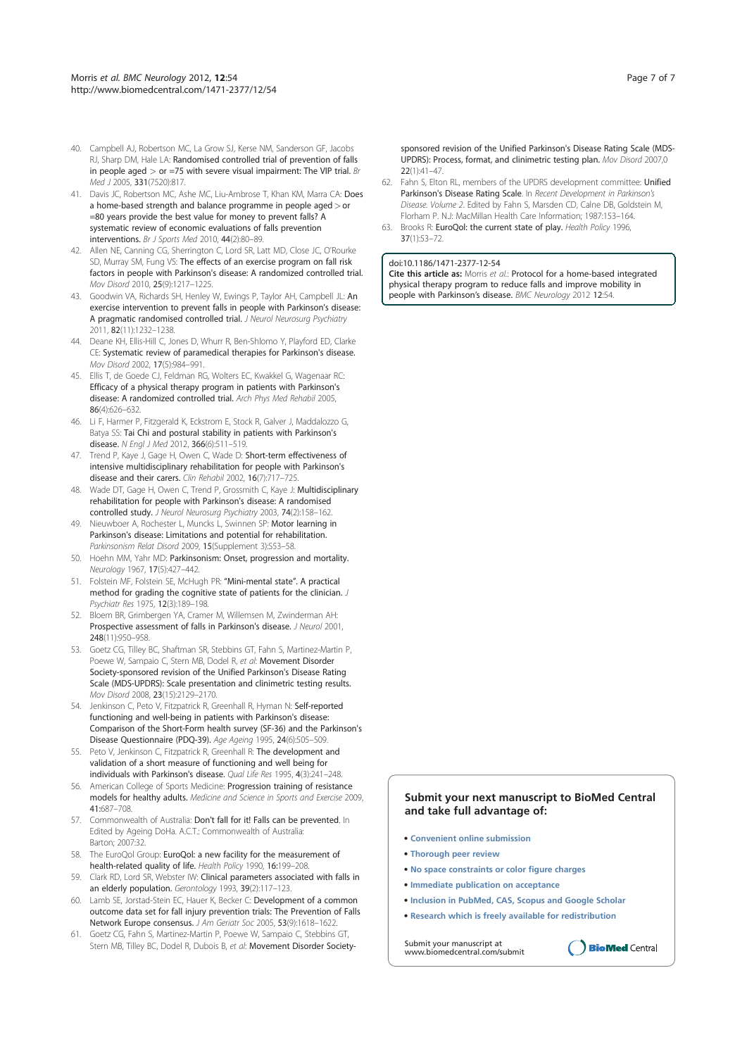40. Campbell AJ, Robertson MC, La Grow SJ, Kerse NM, Sanderson GF, Jacobs RJ, Sharp DM, Hale LA: **Randomised controlled trial of prevention of falls in people aged > or =75 with severe visual impairment: The VIP trial.** *Br Med J* 2005, **331**(7520):817.
41. Davis JC, Robertson MC, Ashe MC, Liu-Ambrose T, Khan KM, Marra CA: **Does a home-based strength and balance programme in people aged > or =80 years provide the best value for money to prevent falls? A systematic review of economic evaluations of falls prevention interventions.** *Br J Sports Med* 2010, **44**(2):80–89.
42. Allen NE, Canning CG, Sherrington C, Lord SR, Latt MD, Close JC, O'Rourke SD, Murray SM, Fung VS: **The effects of an exercise program on fall risk factors in people with Parkinson's disease: A randomized controlled trial.** *Mov Disord* 2010, **25**(9):1217–1225.
43. Goodwin VA, Richards SH, Henley W, Ewings P, Taylor AH, Campbell JL: **An exercise intervention to prevent falls in people with Parkinson's disease: A pragmatic randomised controlled trial.** *J Neurol Neurosurg Psychiatry* 2011, **82**(11):1232–1238.
44. Deane KH, Ellis-Hill C, Jones D, Whurr R, Ben-Shlomo Y, Playford ED, Clarke CE: **Systematic review of paramedical therapies for Parkinson's disease.** *Mov Disord* 2002, **17**(5):984–991.
45. Ellis T, de Goede CJ, Feldman RG, Wolters EC, Kwakkel G, Wagenaar RC: **Efficacy of a physical therapy program in patients with Parkinson's disease: A randomized controlled trial.** *Arch Phys Med Rehabil* 2005, **86**(4):626–632.
46. Li F, Harmer P, Fitzgerald K, Eckstrom E, Stock R, Galver J, Maddalozzo G, Batya SS: **Tai Chi and postural stability in patients with Parkinson's disease.** *N Engl J Med* 2012, **366**(6):511–519.
47. Trend P, Kaye J, Gage H, Owen C, Wade D: **Short-term effectiveness of intensive multidisciplinary rehabilitation for people with Parkinson's disease and their carers.** *Clin Rehabil* 2002, **16**(7):717–725.
48. Wade DT, Gage H, Owen C, Trend P, Grossmith C, Kaye J: **Multidisciplinary rehabilitation for people with Parkinson's disease: A randomised controlled study.** *J Neurol Neurosurg Psychiatry* 2003, **74**(2):158–162.
49. Nieuwboer A, Rochester L, Muncks L, Swinnen SP: **Motor learning in Parkinson's disease: Limitations and potential for rehabilitation.** *Parkinsonism Relat Disord* 2009, **15**(Supplement 3):S53–58.
50. Hoehn MM, Yahr MD: **Parkinsonism: Onset, progression and mortality.** *Neurology* 1967, **17**(5):427–442.
51. Folstein MF, Folstein SE, McHugh PR: **"Mini-mental state". A practical method for grading the cognitive state of patients for the clinician.** *J Psychiatr Res* 1975, **12**(3):189–198.
52. Bloem BR, Grimbergen YA, Cramer M, Willemsen M, Zwinderman AH: **Prospective assessment of falls in Parkinson's disease.** *J Neurol* 2001, **248**(11):950–958.
53. Goetz CG, Tilley BC, Shaftman SR, Stebbins GT, Fahn S, Martinez-Martin P, Poewe W, Sampaio C, Stern MB, Dodel R, *et al*: **Movement Disorder Society-sponsored revision of the Unified Parkinson's Disease Rating Scale (MDS-UPDRS): Scale presentation and clinimetric testing results.** *Mov Disord* 2008, **23**(15):2129–2170.
54. Jenkinson C, Peto V, Fitzpatrick R, Greenhall R, Hyman N: **Self-reported functioning and well-being in patients with Parkinson's disease: Comparison of the Short-Form health survey (SF-36) and the Parkinson's Disease Questionnaire (PDQ-39).** *Age Ageing* 1995, **24**(6):505–509.
55. Peto V, Jenkinson C, Fitzpatrick R, Greenhall R: **The development and validation of a short measure of functioning and well being for individuals with Parkinson's disease.** *Qual Life Res* 1995, **4**(3):241–248.
56. American College of Sports Medicine: **Progression training of resistance models for healthy adults.** *Medicine and Science in Sports and Exercise* 2009, **41**:687–708.
57. Commonwealth of Australia: **Don't fall for it! Falls can be prevented.** In Edited by Ageing DoHa. A.C.T.: Commonwealth of Australia: Barton; 2007:32.
58. The EuroQol Group: **EuroQol: a new facility for the measurement of health-related quality of life.** *Health Policy* 1990, **16**:199–208.
59. Clark RD, Lord SR, Webster IW: **Clinical parameters associated with falls in an elderly population.** *Gerontology* 1993, **39**(2):117–123.
60. Lamb SE, Jorstad-Stein EC, Hauer K, Becker C: **Development of a common outcome data set for fall injury prevention trials: The Prevention of Falls Network Europe consensus.** *J Am Geriatr Soc* 2005, **53**(9):1618–1622.
61. Goetz CG, Fahn S, Martinez-Martin P, Poewe W, Sampaio C, Stebbins GT, Stern MB, Tilley BC, Dodel R, Dubois B, *et al*: **Movement Disorder Society-sponsored revision of the Unified Parkinson's Disease Rating Scale (MDS-UPDRS): Process, format, and clinimetric testing plan.** *Mov Disord* 2007,0 **22**(1):41–47.
62. Fahn S, Elton RL, members of the UPDRS development committee: **Unified Parkinson's Disease Rating Scale.** In *Recent Development in Parkinson's Disease. Volume 2.* Edited by Fahn S, Marsden CD, Calne DB, Goldstein M, Florham P. N.J: MacMillan Health Care Information; 1987:153–164.
63. Brooks R: **EuroQol: the current state of play.** *Health Policy* 1996, **37**(1):53–72.

doi:10.1186/1471-2377-12-54

**Cite this article as:** Morris *et al.*: Protocol for a home-based integrated physical therapy program to reduce falls and improve mobility in people with Parkinson's disease. *BMC Neurology* 2012 **12**:54.

**Submit your next manuscript to BioMed Central and take full advantage of:**

- **Convenient online submission**
- **Thorough peer review**
- **No space constraints or color figure charges**
- **Immediate publication on acceptance**
- **Inclusion in PubMed, CAS, Scopus and Google Scholar**
- **Research which is freely available for redistribution**

Submit your manuscript at
www.biomedcentral.com/submit

BioMed Central